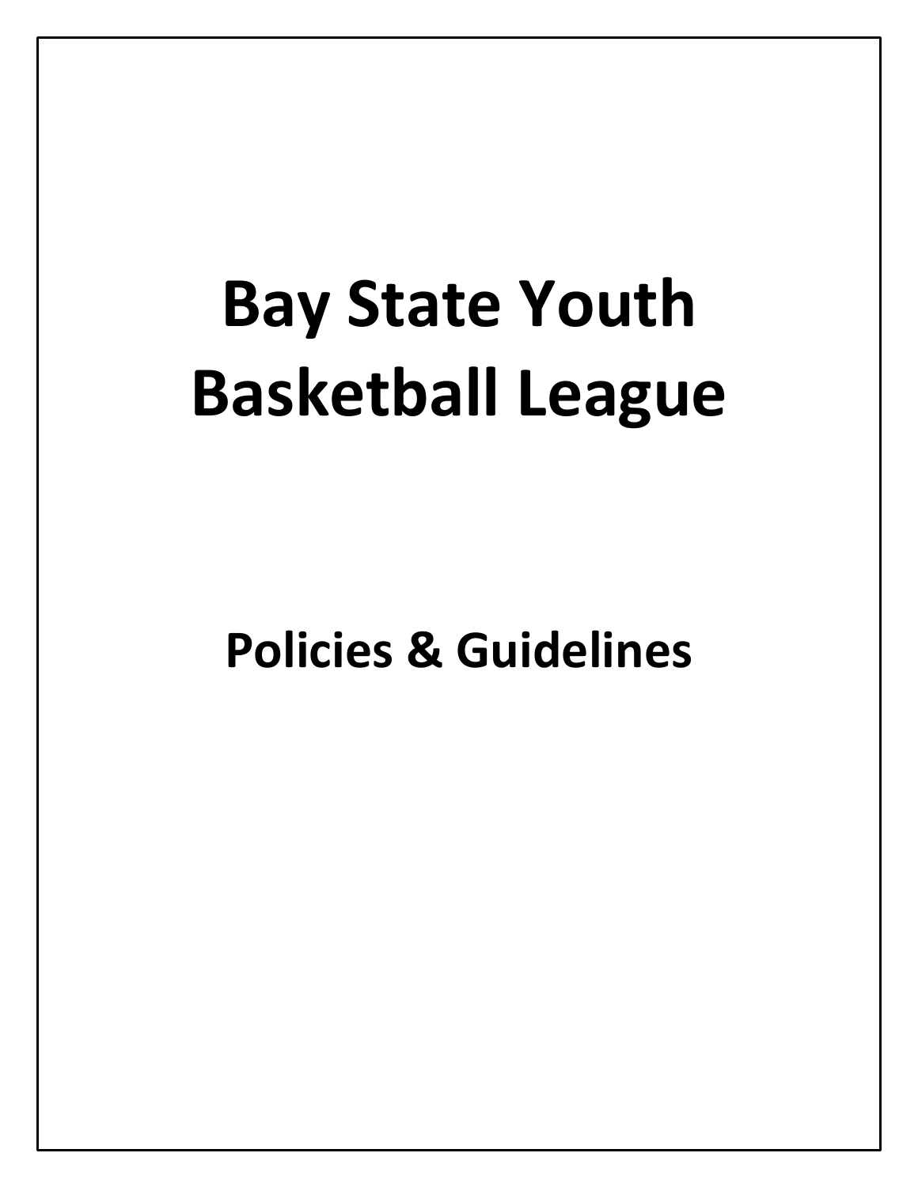# Bay State Youth Basketball League

## Policies & Guidelines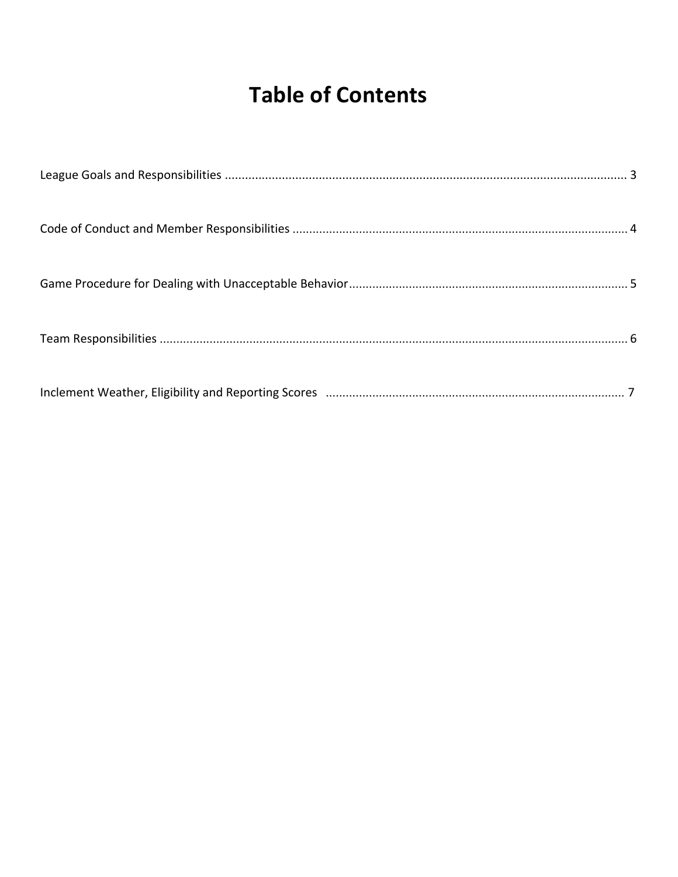# Table of Contents

League Goals and Responsibilities ........................................................................................................................ 3

Code of Conduct and Member Responsibilities .................................................................................................... 4

Game Procedure for Dealing with Unacceptable Behavior.................................................................................... 5

Team Responsibilities ............................................................................................................................................ 6

Inclement Weather, Eligibility and Reporting Scores .......................................................................................... 7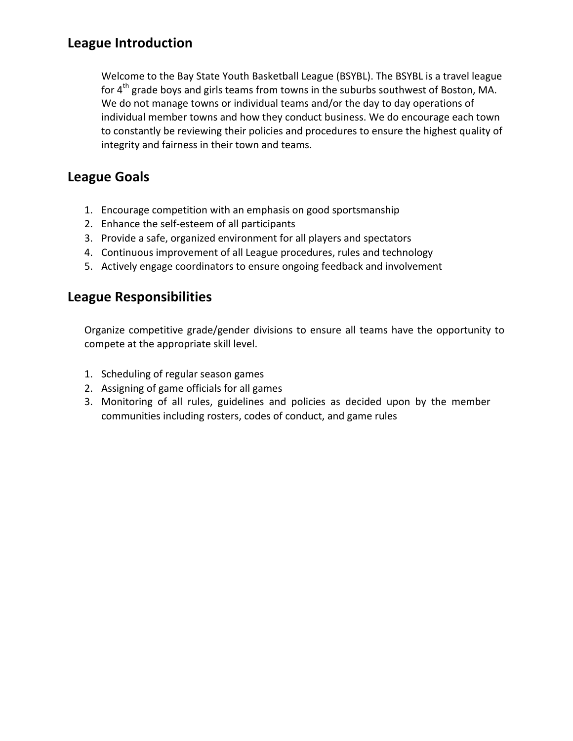## League Introduction

Welcome to the Bay State Youth Basketball League (BSYBL). The BSYBL is a travel league for 4th grade boys and girls teams from towns in the suburbs southwest of Boston, MA. We do not manage towns or individual teams and/or the day to day operations of individual member towns and how they conduct business. We do encourage each town to constantly be reviewing their policies and procedures to ensure the highest quality of integrity and fairness in their town and teams.

## League Goals

1. Encourage competition with an emphasis on good sportsmanship
2. Enhance the self-esteem of all participants
3. Provide a safe, organized environment for all players and spectators
4. Continuous improvement of all League procedures, rules and technology
5. Actively engage coordinators to ensure ongoing feedback and involvement

## League Responsibilities

Organize competitive grade/gender divisions to ensure all teams have the opportunity to compete at the appropriate skill level.

1. Scheduling of regular season games
2. Assigning of game officials for all games
3. Monitoring of all rules, guidelines and policies as decided upon by the member communities including rosters, codes of conduct, and game rules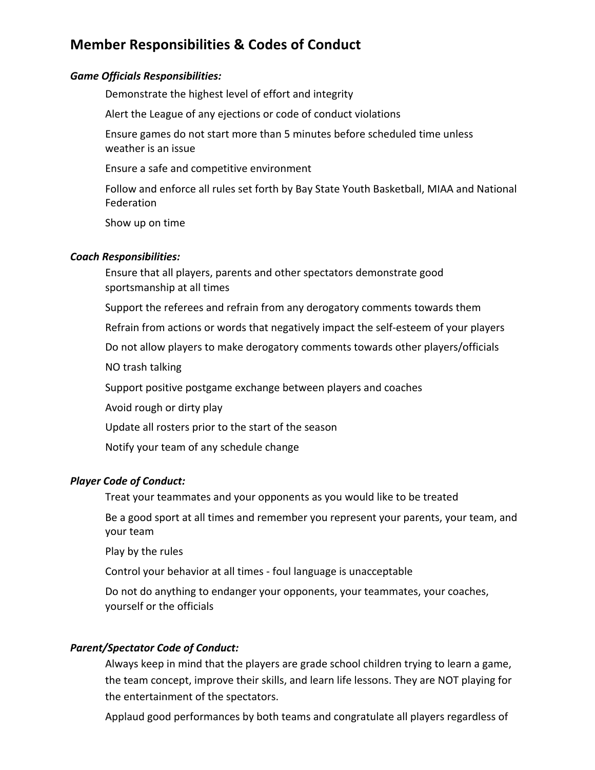# Member Responsibilities & Codes of Conduct

***Game Officials Responsibilities:***

Demonstrate the highest level of effort and integrity

Alert the League of any ejections or code of conduct violations

Ensure games do not start more than 5 minutes before scheduled time unless weather is an issue

Ensure a safe and competitive environment

Follow and enforce all rules set forth by Bay State Youth Basketball, MIAA and National Federation

Show up on time

***Coach Responsibilities:***

Ensure that all players, parents and other spectators demonstrate good sportsmanship at all times

Support the referees and refrain from any derogatory comments towards them

Refrain from actions or words that negatively impact the self-esteem of your players

Do not allow players to make derogatory comments towards other players/officials

NO trash talking

Support positive postgame exchange between players and coaches

Avoid rough or dirty play

Update all rosters prior to the start of the season

Notify your team of any schedule change

***Player Code of Conduct:***

Treat your teammates and your opponents as you would like to be treated

Be a good sport at all times and remember you represent your parents, your team, and your team

Play by the rules

Control your behavior at all times - foul language is unacceptable

Do not do anything to endanger your opponents, your teammates, your coaches, yourself or the officials

***Parent/Spectator Code of Conduct:***

Always keep in mind that the players are grade school children trying to learn a game, the team concept, improve their skills, and learn life lessons. They are NOT playing for the entertainment of the spectators.

Applaud good performances by both teams and congratulate all players regardless of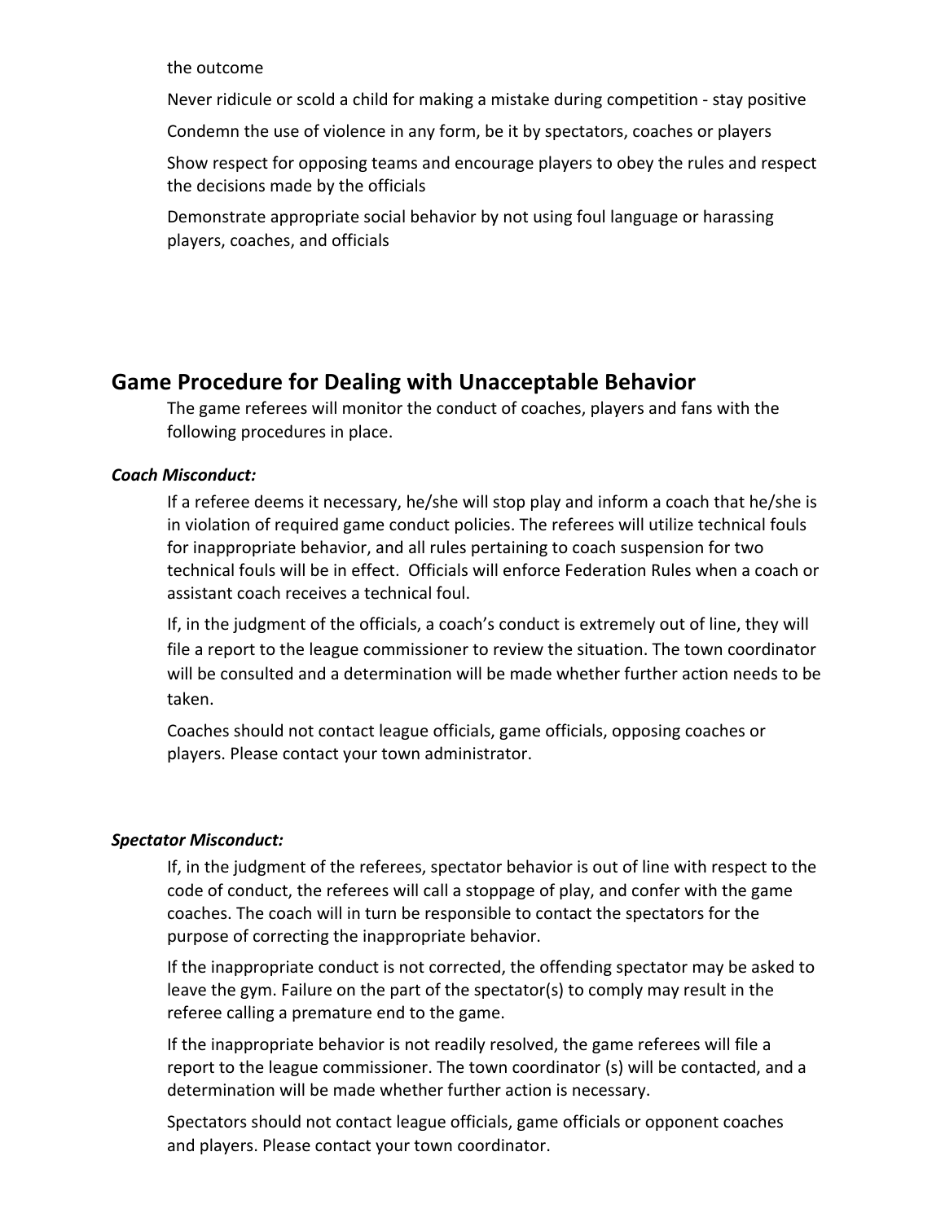the outcome

Never ridicule or scold a child for making a mistake during competition - stay positive

Condemn the use of violence in any form, be it by spectators, coaches or players

Show respect for opposing teams and encourage players to obey the rules and respect the decisions made by the officials

Demonstrate appropriate social behavior by not using foul language or harassing players, coaches, and officials

## Game Procedure for Dealing with Unacceptable Behavior

The game referees will monitor the conduct of coaches, players and fans with the following procedures in place.

***Coach Misconduct:***

If a referee deems it necessary, he/she will stop play and inform a coach that he/she is in violation of required game conduct policies. The referees will utilize technical fouls for inappropriate behavior, and all rules pertaining to coach suspension for two technical fouls will be in effect. Officials will enforce Federation Rules when a coach or assistant coach receives a technical foul.

If, in the judgment of the officials, a coach's conduct is extremely out of line, they will file a report to the league commissioner to review the situation. The town coordinator will be consulted and a determination will be made whether further action needs to be taken.

Coaches should not contact league officials, game officials, opposing coaches or players. Please contact your town administrator.

***Spectator Misconduct:***

If, in the judgment of the referees, spectator behavior is out of line with respect to the code of conduct, the referees will call a stoppage of play, and confer with the game coaches. The coach will in turn be responsible to contact the spectators for the purpose of correcting the inappropriate behavior.

If the inappropriate conduct is not corrected, the offending spectator may be asked to leave the gym. Failure on the part of the spectator(s) to comply may result in the referee calling a premature end to the game.

If the inappropriate behavior is not readily resolved, the game referees will file a report to the league commissioner. The town coordinator (s) will be contacted, and a determination will be made whether further action is necessary.

Spectators should not contact league officials, game officials or opponent coaches and players. Please contact your town coordinator.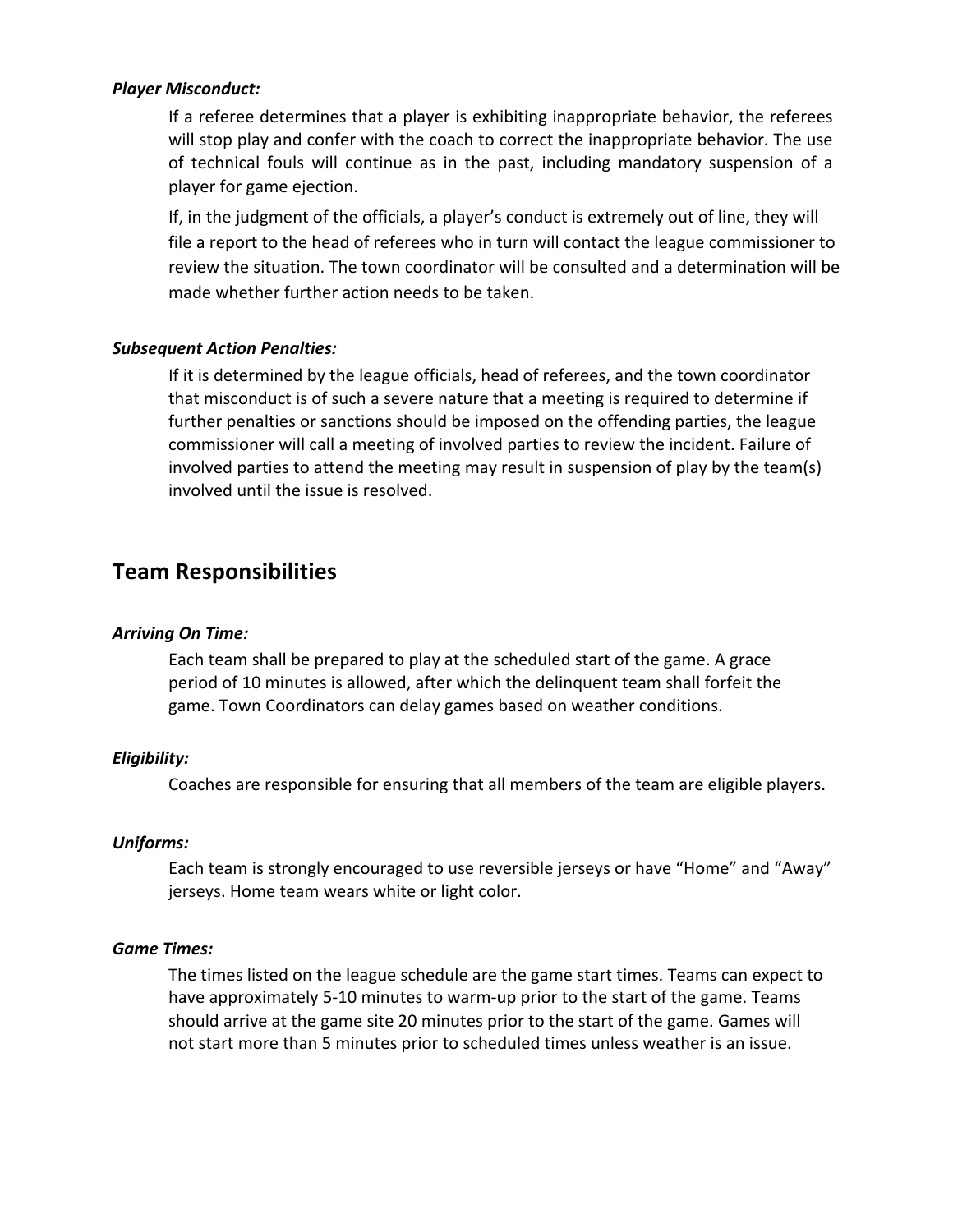***Player Misconduct:***

If a referee determines that a player is exhibiting inappropriate behavior, the referees will stop play and confer with the coach to correct the inappropriate behavior. The use of technical fouls will continue as in the past, including mandatory suspension of a player for game ejection.

If, in the judgment of the officials, a player's conduct is extremely out of line, they will file a report to the head of referees who in turn will contact the league commissioner to review the situation. The town coordinator will be consulted and a determination will be made whether further action needs to be taken.

***Subsequent Action Penalties:***

If it is determined by the league officials, head of referees, and the town coordinator that misconduct is of such a severe nature that a meeting is required to determine if further penalties or sanctions should be imposed on the offending parties, the league commissioner will call a meeting of involved parties to review the incident. Failure of involved parties to attend the meeting may result in suspension of play by the team(s) involved until the issue is resolved.

## Team Responsibilities

***Arriving On Time:***

Each team shall be prepared to play at the scheduled start of the game. A grace period of 10 minutes is allowed, after which the delinquent team shall forfeit the game. Town Coordinators can delay games based on weather conditions.

***Eligibility:***

Coaches are responsible for ensuring that all members of the team are eligible players.

***Uniforms:***

Each team is strongly encouraged to use reversible jerseys or have "Home" and "Away" jerseys. Home team wears white or light color.

***Game Times:***

The times listed on the league schedule are the game start times. Teams can expect to have approximately 5-10 minutes to warm-up prior to the start of the game. Teams should arrive at the game site 20 minutes prior to the start of the game. Games will not start more than 5 minutes prior to scheduled times unless weather is an issue.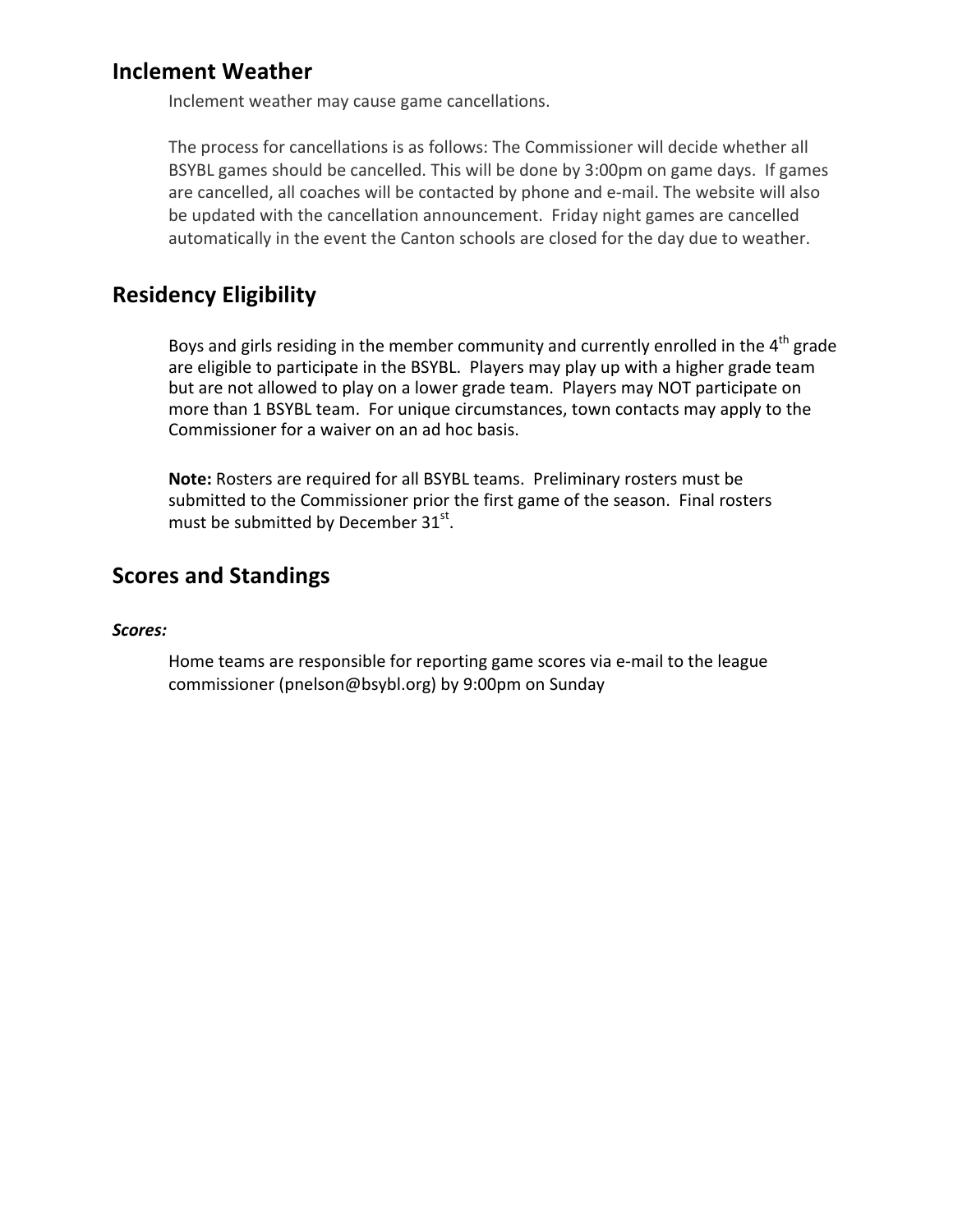## Inclement Weather

Inclement weather may cause game cancellations.

The process for cancellations is as follows: The Commissioner will decide whether all BSYBL games should be cancelled. This will be done by 3:00pm on game days. If games are cancelled, all coaches will be contacted by phone and e-mail. The website will also be updated with the cancellation announcement. Friday night games are cancelled automatically in the event the Canton schools are closed for the day due to weather.

## Residency Eligibility

Boys and girls residing in the member community and currently enrolled in the 4th grade are eligible to participate in the BSYBL. Players may play up with a higher grade team but are not allowed to play on a lower grade team. Players may NOT participate on more than 1 BSYBL team. For unique circumstances, town contacts may apply to the Commissioner for a waiver on an ad hoc basis.

**Note:** Rosters are required for all BSYBL teams. Preliminary rosters must be submitted to the Commissioner prior the first game of the season. Final rosters must be submitted by December 31st.

## Scores and Standings

***Scores:***

Home teams are responsible for reporting game scores via e-mail to the league commissioner (pnelson@bsybl.org) by 9:00pm on Sunday